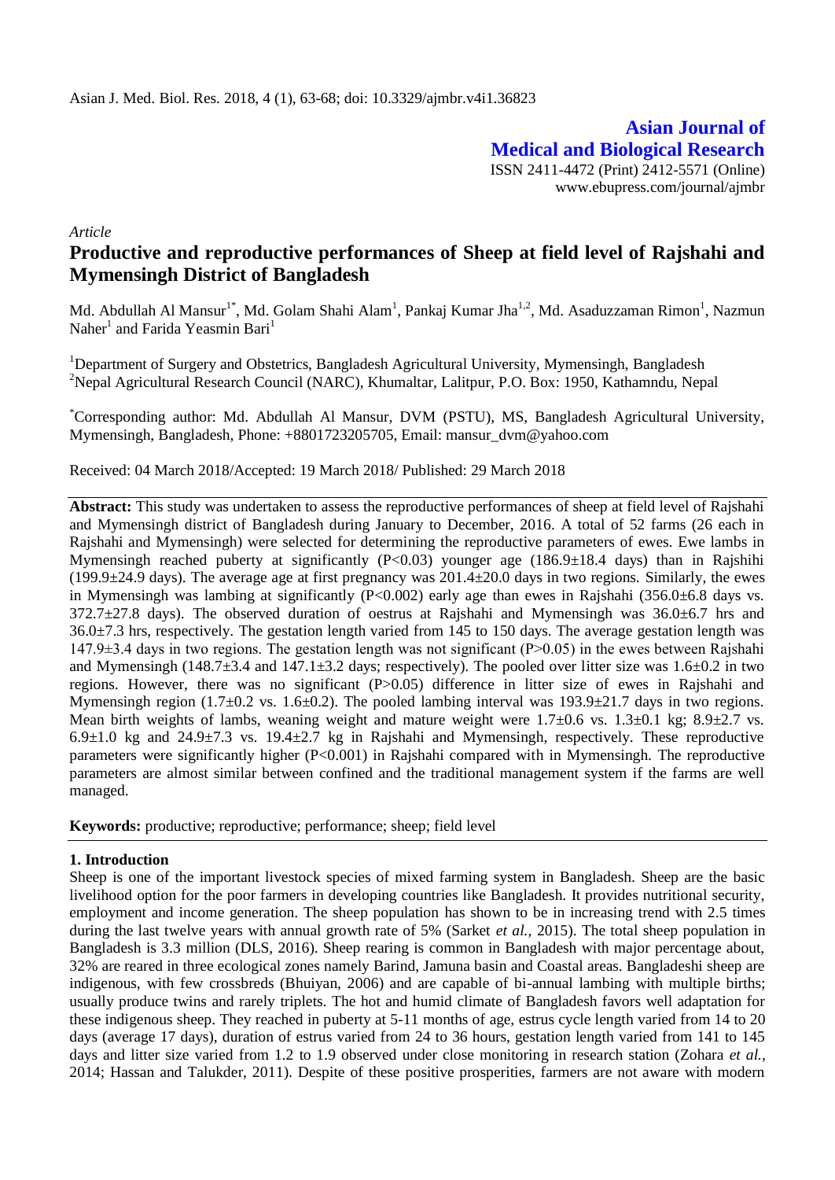Asian J. Med. Biol. Res. 2018, 4 (1), 63-68; doi: 10.3329/ajmbr.v4i1.36823

**Asian Journal of Medical and Biological Research**

ISSN 2411-4472 (Print) 2412-5571 (Online)
www.ebupress.com/journal/ajmbr

*Article*

# Productive and reproductive performances of Sheep at field level of Rajshahi and Mymensingh District of Bangladesh

Md. Abdullah Al Mansur[1*], Md. Golam Shahi Alam[1], Pankaj Kumar Jha[1,2], Md. Asaduzzaman Rimon[1], Nazmun Naher[1] and Farida Yeasmin Bari[1]

[1]Department of Surgery and Obstetrics, Bangladesh Agricultural University, Mymensingh, Bangladesh
[2]Nepal Agricultural Research Council (NARC), Khumaltar, Lalitpur, P.O. Box: 1950, Kathamndu, Nepal

[*]Corresponding author: Md. Abdullah Al Mansur, DVM (PSTU), MS, Bangladesh Agricultural University, Mymensingh, Bangladesh, Phone: +8801723205705, Email: mansur_dvm@yahoo.com

Received: 04 March 2018/Accepted: 19 March 2018/ Published: 29 March 2018

**Abstract:** This study was undertaken to assess the reproductive performances of sheep at field level of Rajshahi and Mymensingh district of Bangladesh during January to December, 2016. A total of 52 farms (26 each in Rajshahi and Mymensingh) were selected for determining the reproductive parameters of ewes. Ewe lambs in Mymensingh reached puberty at significantly ($P<0.03$) younger age (186.9±18.4 days) than in Rajshihi (199.9±24.9 days). The average age at first pregnancy was 201.4±20.0 days in two regions. Similarly, the ewes in Mymensingh was lambing at significantly ($P<0.002$) early age than ewes in Rajshahi (356.0±6.8 days vs. 372.7±27.8 days). The observed duration of oestrus at Rajshahi and Mymensingh was 36.0±6.7 hrs and 36.0±7.3 hrs, respectively. The gestation length varied from 145 to 150 days. The average gestation length was 147.9±3.4 days in two regions. The gestation length was not significant ($P>0.05$) in the ewes between Rajshahi and Mymensingh (148.7±3.4 and 147.1±3.2 days; respectively). The pooled over litter size was 1.6±0.2 in two regions. However, there was no significant ($P>0.05$) difference in litter size of ewes in Rajshahi and Mymensingh region (1.7±0.2 vs. 1.6±0.2). The pooled lambing interval was 193.9±21.7 days in two regions. Mean birth weights of lambs, weaning weight and mature weight were 1.7±0.6 vs. 1.3±0.1 kg; 8.9±2.7 vs. 6.9±1.0 kg and 24.9±7.3 vs. 19.4±2.7 kg in Rajshahi and Mymensingh, respectively. These reproductive parameters were significantly higher ($P<0.001$) in Rajshahi compared with in Mymensingh. The reproductive parameters are almost similar between confined and the traditional management system if the farms are well managed.

**Keywords:** productive; reproductive; performance; sheep; field level

## 1. Introduction

Sheep is one of the important livestock species of mixed farming system in Bangladesh. Sheep are the basic livelihood option for the poor farmers in developing countries like Bangladesh. It provides nutritional security, employment and income generation. The sheep population has shown to be in increasing trend with 2.5 times during the last twelve years with annual growth rate of 5% (Sarket *et al.,* 2015). The total sheep population in Bangladesh is 3.3 million (DLS, 2016). Sheep rearing is common in Bangladesh with major percentage about, 32% are reared in three ecological zones namely Barind, Jamuna basin and Coastal areas. Bangladeshi sheep are indigenous, with few crossbreds (Bhuiyan, 2006) and are capable of bi-annual lambing with multiple births; usually produce twins and rarely triplets. The hot and humid climate of Bangladesh favors well adaptation for these indigenous sheep. They reached in puberty at 5-11 months of age, estrus cycle length varied from 14 to 20 days (average 17 days), duration of estrus varied from 24 to 36 hours, gestation length varied from 141 to 145 days and litter size varied from 1.2 to 1.9 observed under close monitoring in research station (Zohara *et al.,* 2014; Hassan and Talukder, 2011). Despite of these positive prosperities, farmers are not aware with modern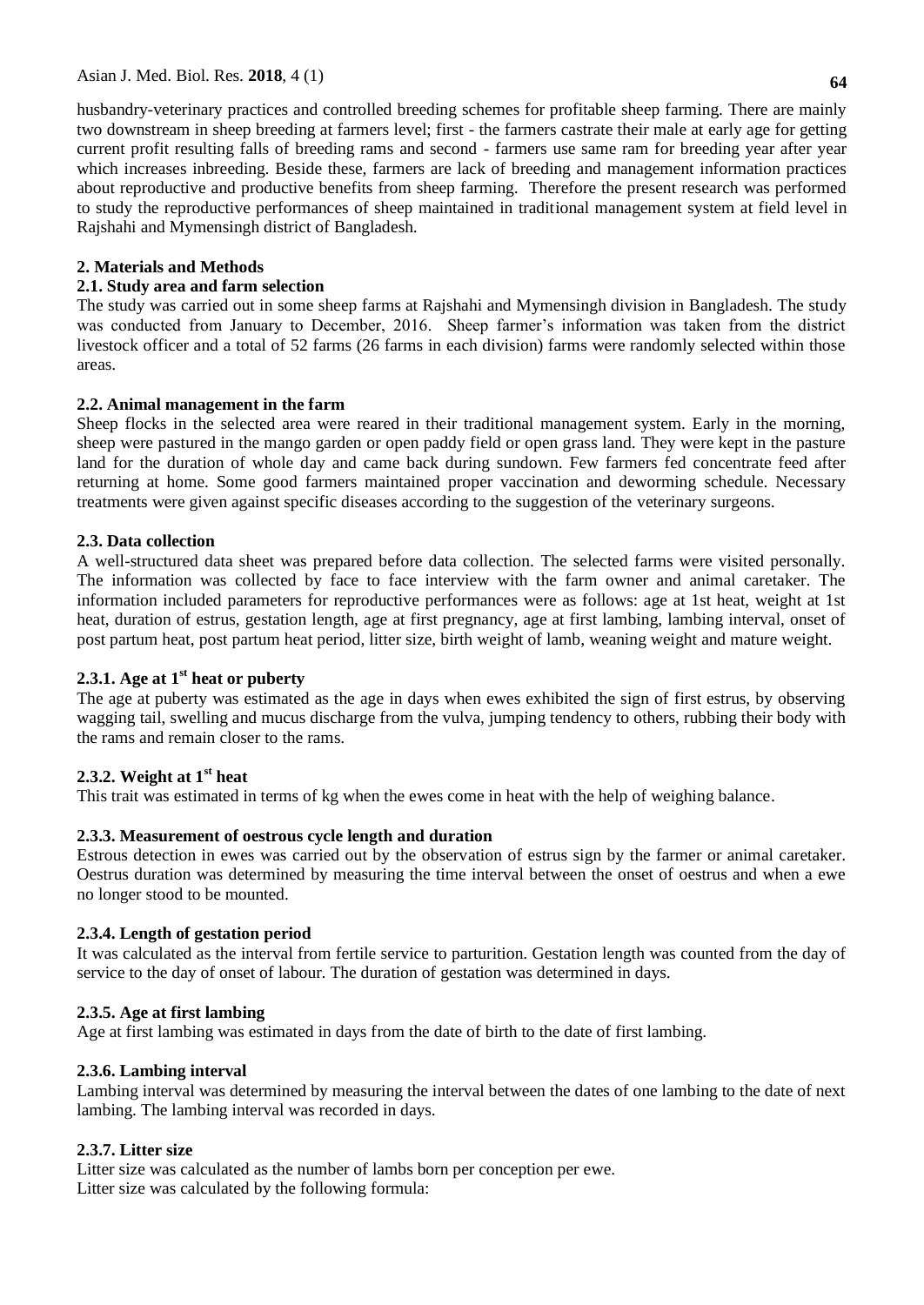husbandry-veterinary practices and controlled breeding schemes for profitable sheep farming. There are mainly two downstream in sheep breeding at farmers level; first - the farmers castrate their male at early age for getting current profit resulting falls of breeding rams and second - farmers use same ram for breeding year after year which increases inbreeding. Beside these, farmers are lack of breeding and management information practices about reproductive and productive benefits from sheep farming. Therefore the present research was performed to study the reproductive performances of sheep maintained in traditional management system at field level in Rajshahi and Mymensingh district of Bangladesh.

## 2. Materials and Methods

### 2.1. Study area and farm selection

The study was carried out in some sheep farms at Rajshahi and Mymensingh division in Bangladesh. The study was conducted from January to December, 2016. Sheep farmer's information was taken from the district livestock officer and a total of 52 farms (26 farms in each division) farms were randomly selected within those areas.

### 2.2. Animal management in the farm

Sheep flocks in the selected area were reared in their traditional management system. Early in the morning, sheep were pastured in the mango garden or open paddy field or open grass land. They were kept in the pasture land for the duration of whole day and came back during sundown. Few farmers fed concentrate feed after returning at home. Some good farmers maintained proper vaccination and deworming schedule. Necessary treatments were given against specific diseases according to the suggestion of the veterinary surgeons.

### 2.3. Data collection

A well-structured data sheet was prepared before data collection. The selected farms were visited personally. The information was collected by face to face interview with the farm owner and animal caretaker. The information included parameters for reproductive performances were as follows: age at 1st heat, weight at 1st heat, duration of estrus, gestation length, age at first pregnancy, age at first lambing, lambing interval, onset of post partum heat, post partum heat period, litter size, birth weight of lamb, weaning weight and mature weight.

#### 2.3.1. Age at 1st heat or puberty

The age at puberty was estimated as the age in days when ewes exhibited the sign of first estrus, by observing wagging tail, swelling and mucus discharge from the vulva, jumping tendency to others, rubbing their body with the rams and remain closer to the rams.

#### 2.3.2. Weight at 1st heat

This trait was estimated in terms of kg when the ewes come in heat with the help of weighing balance.

#### 2.3.3. Measurement of oestrous cycle length and duration

Estrous detection in ewes was carried out by the observation of estrus sign by the farmer or animal caretaker. Oestrus duration was determined by measuring the time interval between the onset of oestrus and when a ewe no longer stood to be mounted.

#### 2.3.4. Length of gestation period

It was calculated as the interval from fertile service to parturition. Gestation length was counted from the day of service to the day of onset of labour. The duration of gestation was determined in days.

#### 2.3.5. Age at first lambing

Age at first lambing was estimated in days from the date of birth to the date of first lambing.

#### 2.3.6. Lambing interval

Lambing interval was determined by measuring the interval between the dates of one lambing to the date of next lambing. The lambing interval was recorded in days.

#### 2.3.7. Litter size

Litter size was calculated as the number of lambs born per conception per ewe.
Litter size was calculated by the following formula: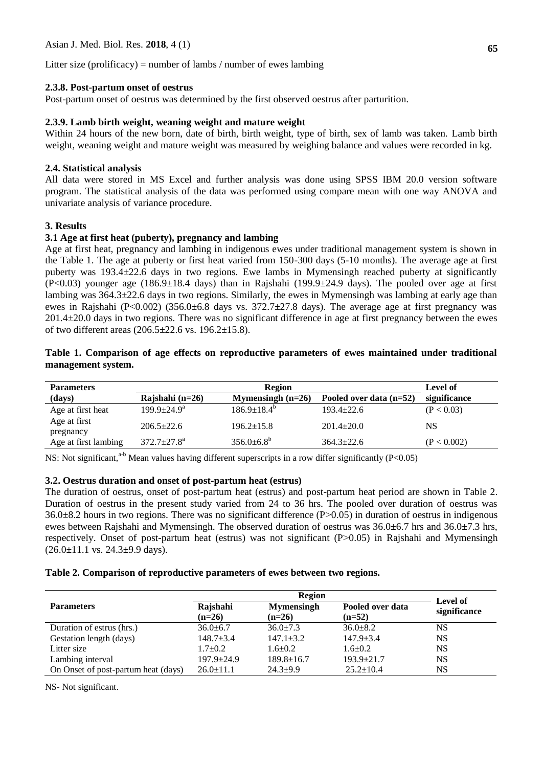Litter size (prolificacy) = number of lambs / number of ewes lambing

### 2.3.8. Post-partum onset of oestrus

Post-partum onset of oestrus was determined by the first observed oestrus after parturition.

### 2.3.9. Lamb birth weight, weaning weight and mature weight

Within 24 hours of the new born, date of birth, birth weight, type of birth, sex of lamb was taken. Lamb birth weight, weaning weight and mature weight was measured by weighing balance and values were recorded in kg.

### 2.4. Statistical analysis

All data were stored in MS Excel and further analysis was done using SPSS IBM 20.0 version software program. The statistical analysis of the data was performed using compare mean with one way ANOVA and univariate analysis of variance procedure.

## 3. Results

### 3.1 Age at first heat (puberty), pregnancy and lambing

Age at first heat, pregnancy and lambing in indigenous ewes under traditional management system is shown in the Table 1. The age at puberty or first heat varied from 150-300 days (5-10 months). The average age at first puberty was 193.4±22.6 days in two regions. Ewe lambs in Mymensingh reached puberty at significantly (P<0.03) younger age (186.9±18.4 days) than in Rajshahi (199.9±24.9 days). The pooled over age at first lambing was 364.3±22.6 days in two regions. Similarly, the ewes in Mymensingh was lambing at early age than ewes in Rajshahi (P<0.002) (356.0±6.8 days vs. 372.7±27.8 days). The average age at first pregnancy was 201.4±20.0 days in two regions. There was no significant difference in age at first pregnancy between the ewes of two different areas (206.5±22.6 vs. 196.2±15.8).

**Table 1. Comparison of age effects on reproductive parameters of ewes maintained under traditional management system.**

| Parameters (days) | Region | | | Level of significance |
|---|---|---|---|---|
| | Rajshahi (n=26) | Mymensingh (n=26) | Pooled over data (n=52) | |
| Age at first heat | $199.9±24.9^a$ | $186.9±18.4^b$ | 193.4±22.6 | (P < 0.03) |
| Age at first pregnancy | 206.5±22.6 | 196.2±15.8 | 201.4±20.0 | NS |
| Age at first lambing | $372.7±27.8^a$ | $356.0±6.8^b$ | 364.3±22.6 | (P < 0.002) |

NS: Not significant, [a-b] Mean values having different superscripts in a row differ significantly (P<0.05)

### 3.2. Oestrus duration and onset of post-partum heat (estrus)

The duration of oestrus, onset of post-partum heat (estrus) and post-partum heat period are shown in Table 2. Duration of oestrus in the present study varied from 24 to 36 hrs. The pooled over duration of oestrus was 36.0±8.2 hours in two regions. There was no significant difference (P>0.05) in duration of oestrus in indigenous ewes between Rajshahi and Mymensingh. The observed duration of oestrus was 36.0±6.7 hrs and 36.0±7.3 hrs, respectively. Onset of post-partum heat (estrus) was not significant (P>0.05) in Rajshahi and Mymensingh (26.0±11.1 vs. 24.3±9.9 days).

**Table 2. Comparison of reproductive parameters of ewes between two regions.**

| Parameters | Region | | | Level of significance |
|---|---|---|---|---|
| | Rajshahi (n=26) | Mymensingh (n=26) | Pooled over data (n=52) | |
| Duration of estrus (hrs.) | 36.0±6.7 | 36.0±7.3 | 36.0±8.2 | NS |
| Gestation length (days) | 148.7±3.4 | 147.1±3.2 | 147.9±3.4 | NS |
| Litter size | 1.7±0.2 | 1.6±0.2 | 1.6±0.2 | NS |
| Lambing interval | 197.9±24.9 | 189.8±16.7 | 193.9±21.7 | NS |
| On Onset of post-partum heat (days) | 26.0±11.1 | 24.3±9.9 | 25.2±10.4 | NS |

NS- Not significant.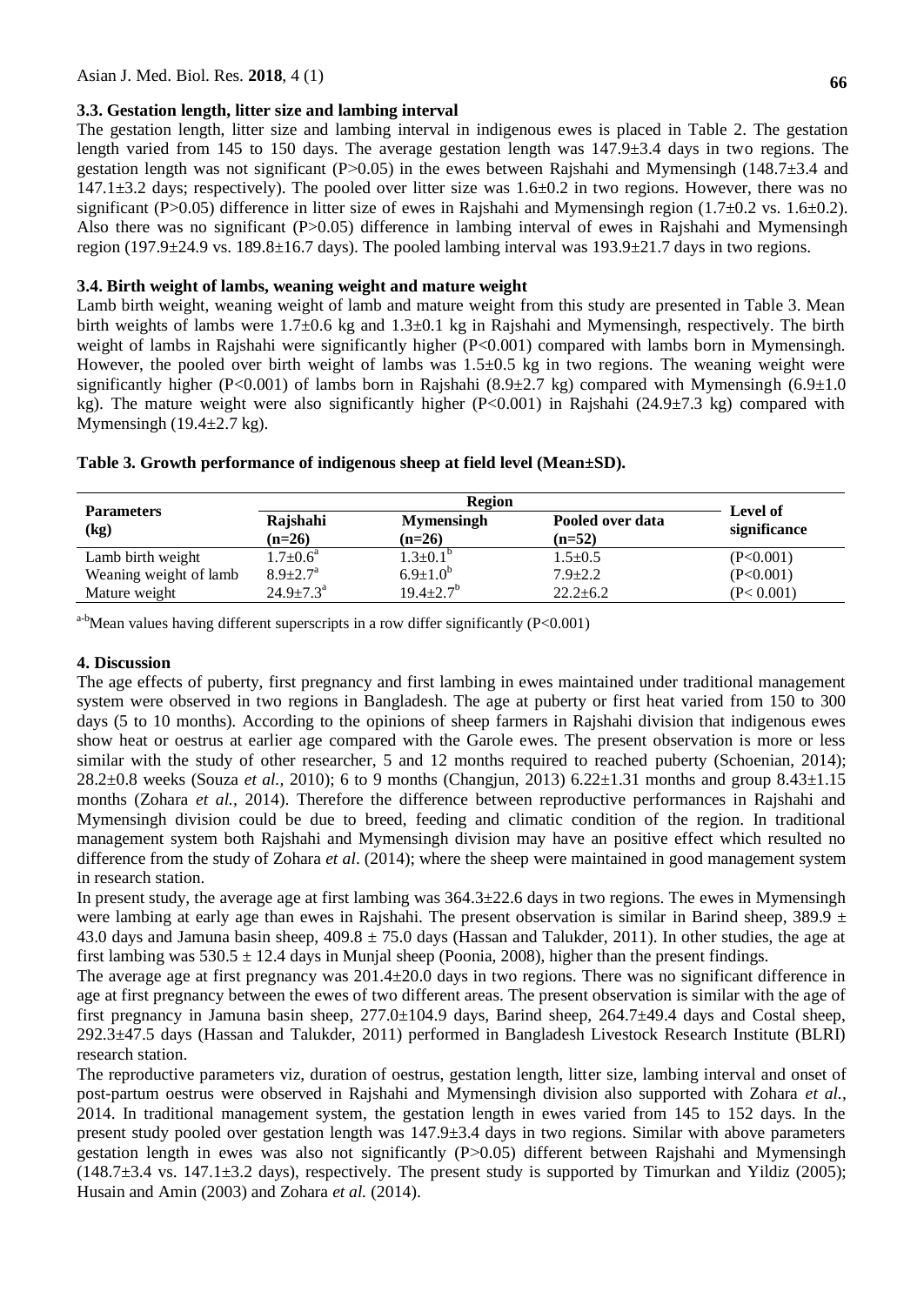### 3.3. Gestation length, litter size and lambing interval

The gestation length, litter size and lambing interval in indigenous ewes is placed in Table 2. The gestation length varied from 145 to 150 days. The average gestation length was 147.9±3.4 days in two regions. The gestation length was not significant (P>0.05) in the ewes between Rajshahi and Mymensingh (148.7±3.4 and 147.1±3.2 days; respectively). The pooled over litter size was 1.6±0.2 in two regions. However, there was no significant (P>0.05) difference in litter size of ewes in Rajshahi and Mymensingh region (1.7±0.2 vs. 1.6±0.2). Also there was no significant (P>0.05) difference in lambing interval of ewes in Rajshahi and Mymensingh region (197.9±24.9 vs. 189.8±16.7 days). The pooled lambing interval was 193.9±21.7 days in two regions.

### 3.4. Birth weight of lambs, weaning weight and mature weight

Lamb birth weight, weaning weight of lamb and mature weight from this study are presented in Table 3. Mean birth weights of lambs were 1.7±0.6 kg and 1.3±0.1 kg in Rajshahi and Mymensingh, respectively. The birth weight of lambs in Rajshahi were significantly higher (P<0.001) compared with lambs born in Mymensingh. However, the pooled over birth weight of lambs was 1.5±0.5 kg in two regions. The weaning weight were significantly higher (P<0.001) of lambs born in Rajshahi (8.9±2.7 kg) compared with Mymensingh (6.9±1.0 kg). The mature weight were also significantly higher (P<0.001) in Rajshahi (24.9±7.3 kg) compared with Mymensingh (19.4±2.7 kg).

**Table 3. Growth performance of indigenous sheep at field level (Mean±SD).**

| Parameters (kg) | Region | | | Level of significance |
|---|---|---|---|---|
| | Rajshahi (n=26) | Mymensingh (n=26) | Pooled over data (n=52) | |
| Lamb birth weight | 1.7±0.6[a] | 1.3±0.1[b] | 1.5±0.5 | (P<0.001) |
| Weaning weight of lamb | 8.9±2.7[a] | 6.9±1.0[b] | 7.9±2.2 | (P<0.001) |
| Mature weight | 24.9±7.3[a] | 19.4±2.7[b] | 22.2±6.2 | (P< 0.001) |

[a-b]Mean values having different superscripts in a row differ significantly (P<0.001)

## 4. Discussion

The age effects of puberty, first pregnancy and first lambing in ewes maintained under traditional management system were observed in two regions in Bangladesh. The age at puberty or first heat varied from 150 to 300 days (5 to 10 months). According to the opinions of sheep farmers in Rajshahi division that indigenous ewes show heat or oestrus at earlier age compared with the Garole ewes. The present observation is more or less similar with the study of other researcher, 5 and 12 months required to reached puberty (Schoenian, 2014); 28.2±0.8 weeks (Souza *et al.*, 2010); 6 to 9 months (Changjun, 2013) 6.22±1.31 months and group 8.43±1.15 months (Zohara *et al.*, 2014). Therefore the difference between reproductive performances in Rajshahi and Mymensingh division could be due to breed, feeding and climatic condition of the region. In traditional management system both Rajshahi and Mymensingh division may have an positive effect which resulted no difference from the study of Zohara *et al*. (2014); where the sheep were maintained in good management system in research station.

In present study, the average age at first lambing was 364.3±22.6 days in two regions. The ewes in Mymensingh were lambing at early age than ewes in Rajshahi. The present observation is similar in Barind sheep, 389.9 ± 43.0 days and Jamuna basin sheep, 409.8 ± 75.0 days (Hassan and Talukder, 2011). In other studies, the age at first lambing was 530.5 ± 12.4 days in Munjal sheep (Poonia, 2008), higher than the present findings.

The average age at first pregnancy was 201.4±20.0 days in two regions. There was no significant difference in age at first pregnancy between the ewes of two different areas. The present observation is similar with the age of first pregnancy in Jamuna basin sheep, 277.0±104.9 days, Barind sheep, 264.7±49.4 days and Costal sheep, 292.3±47.5 days (Hassan and Talukder, 2011) performed in Bangladesh Livestock Research Institute (BLRI) research station.

The reproductive parameters viz, duration of oestrus, gestation length, litter size, lambing interval and onset of post-partum oestrus were observed in Rajshahi and Mymensingh division also supported with Zohara *et al.*, 2014. In traditional management system, the gestation length in ewes varied from 145 to 152 days. In the present study pooled over gestation length was 147.9±3.4 days in two regions. Similar with above parameters gestation length in ewes was also not significantly (P>0.05) different between Rajshahi and Mymensingh (148.7±3.4 vs. 147.1±3.2 days), respectively. The present study is supported by Timurkan and Yildiz (2005); Husain and Amin (2003) and Zohara *et al.* (2014).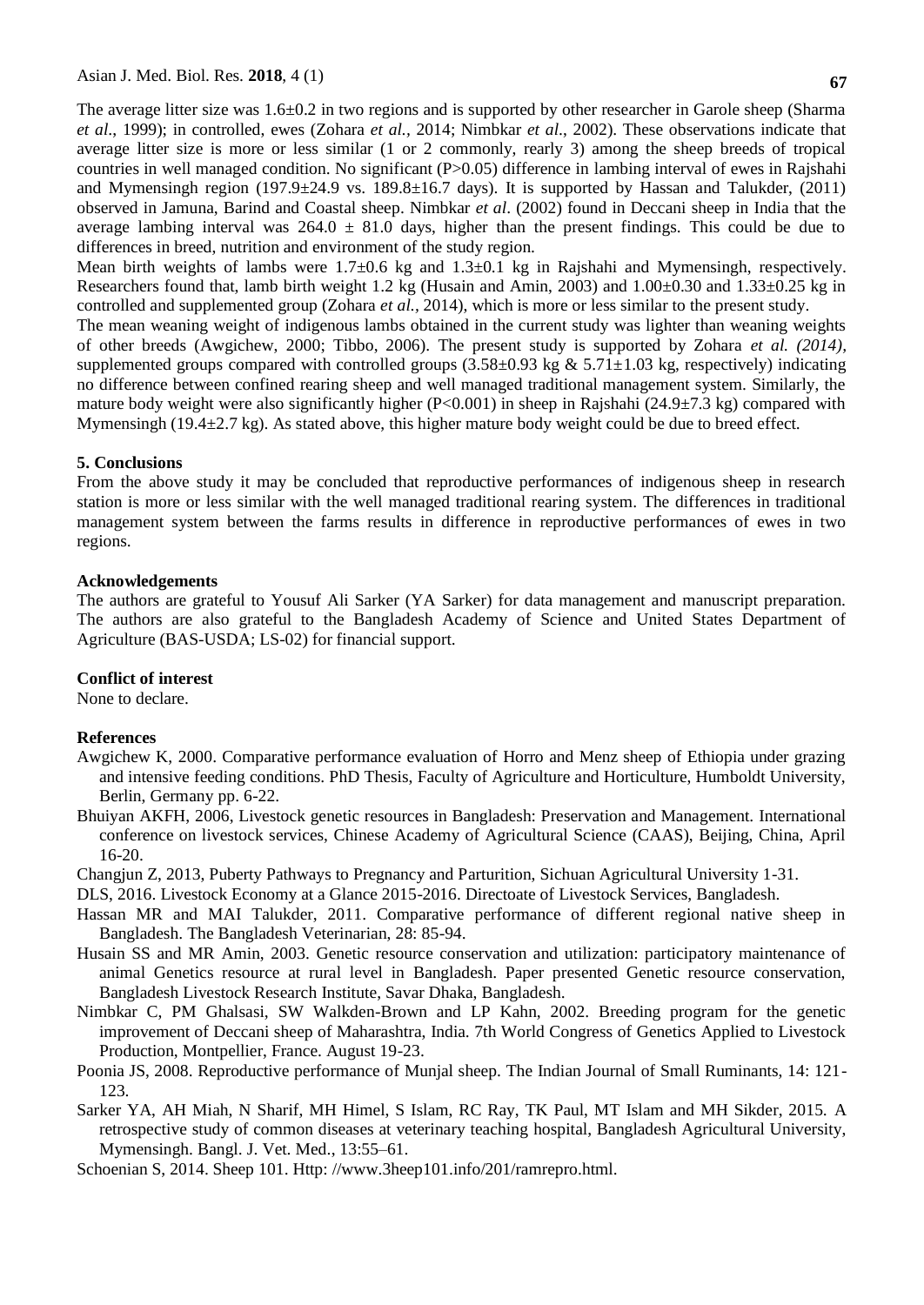The average litter size was 1.6±0.2 in two regions and is supported by other researcher in Garole sheep (Sharma *et al*., 1999); in controlled, ewes (Zohara *et al.,* 2014; Nimbkar *et al*., 2002). These observations indicate that average litter size is more or less similar (1 or 2 commonly, rearly 3) among the sheep breeds of tropical countries in well managed condition. No significant (P>0.05) difference in lambing interval of ewes in Rajshahi and Mymensingh region (197.9±24.9 vs. 189.8±16.7 days). It is supported by Hassan and Talukder, (2011) observed in Jamuna, Barind and Coastal sheep. Nimbkar *et al*. (2002) found in Deccani sheep in India that the average lambing interval was 264.0 ± 81.0 days, higher than the present findings. This could be due to differences in breed, nutrition and environment of the study region.

Mean birth weights of lambs were 1.7±0.6 kg and 1.3±0.1 kg in Rajshahi and Mymensingh, respectively. Researchers found that, lamb birth weight 1.2 kg (Husain and Amin, 2003) and 1.00±0.30 and 1.33±0.25 kg in controlled and supplemented group (Zohara *et al.,* 2014), which is more or less similar to the present study.

The mean weaning weight of indigenous lambs obtained in the current study was lighter than weaning weights of other breeds (Awgichew, 2000; Tibbo, 2006). The present study is supported by Zohara *et al. (2014)*, supplemented groups compared with controlled groups (3.58±0.93 kg & 5.71±1.03 kg, respectively) indicating no difference between confined rearing sheep and well managed traditional management system. Similarly, the mature body weight were also significantly higher (P<0.001) in sheep in Rajshahi (24.9±7.3 kg) compared with Mymensingh (19.4±2.7 kg). As stated above, this higher mature body weight could be due to breed effect.

## 5. Conclusions

From the above study it may be concluded that reproductive performances of indigenous sheep in research station is more or less similar with the well managed traditional rearing system. The differences in traditional management system between the farms results in difference in reproductive performances of ewes in two regions.

## Acknowledgements

The authors are grateful to Yousuf Ali Sarker (YA Sarker) for data management and manuscript preparation. The authors are also grateful to the Bangladesh Academy of Science and United States Department of Agriculture (BAS-USDA; LS-02) for financial support.

## Conflict of interest

None to declare.

## References

Awgichew K, 2000. Comparative performance evaluation of Horro and Menz sheep of Ethiopia under grazing and intensive feeding conditions. PhD Thesis, Faculty of Agriculture and Horticulture, Humboldt University, Berlin, Germany pp. 6-22.

Bhuiyan AKFH, 2006, Livestock genetic resources in Bangladesh: Preservation and Management. International conference on livestock services, Chinese Academy of Agricultural Science (CAAS), Beijing, China, April 16-20.

Changjun Z, 2013, Puberty Pathways to Pregnancy and Parturition, Sichuan Agricultural University 1-31.

DLS, 2016. Livestock Economy at a Glance 2015-2016. Directoate of Livestock Services, Bangladesh.

Hassan MR and MAI Talukder, 2011. Comparative performance of different regional native sheep in Bangladesh. The Bangladesh Veterinarian, 28: 85-94.

Husain SS and MR Amin, 2003. Genetic resource conservation and utilization: participatory maintenance of animal Genetics resource at rural level in Bangladesh. Paper presented Genetic resource conservation, Bangladesh Livestock Research Institute, Savar Dhaka, Bangladesh.

Nimbkar C, PM Ghalsasi, SW Walkden-Brown and LP Kahn, 2002. Breeding program for the genetic improvement of Deccani sheep of Maharashtra, India. 7th World Congress of Genetics Applied to Livestock Production, Montpellier, France. August 19-23.

Poonia JS, 2008. Reproductive performance of Munjal sheep. The Indian Journal of Small Ruminants, 14: 121-123.

Sarker YA, AH Miah, N Sharif, MH Himel, S Islam, RC Ray, TK Paul, MT Islam and MH Sikder, 2015. A retrospective study of common diseases at veterinary teaching hospital, Bangladesh Agricultural University, Mymensingh. Bangl. J. Vet. Med., 13:55–61.

Schoenian S, 2014. Sheep 101. Http: //www.3heep101.info/201/ramrepro.html.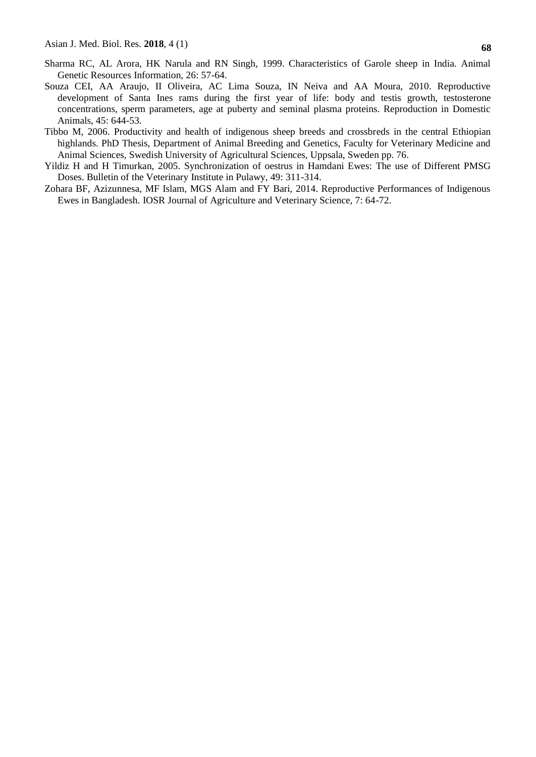Sharma RC, AL Arora, HK Narula and RN Singh, 1999. Characteristics of Garole sheep in India. Animal Genetic Resources Information, 26: 57-64.

Souza CEI, AA Araujo, II Oliveira, AC Lima Souza, IN Neiva and AA Moura, 2010. Reproductive development of Santa Ines rams during the first year of life: body and testis growth, testosterone concentrations, sperm parameters, age at puberty and seminal plasma proteins. Reproduction in Domestic Animals, 45: 644-53.

Tibbo M, 2006. Productivity and health of indigenous sheep breeds and crossbreds in the central Ethiopian highlands. PhD Thesis, Department of Animal Breeding and Genetics, Faculty for Veterinary Medicine and Animal Sciences, Swedish University of Agricultural Sciences, Uppsala, Sweden pp. 76.

Yildiz H and H Timurkan, 2005. Synchronization of oestrus in Hamdani Ewes: The use of Different PMSG Doses. Bulletin of the Veterinary Institute in Pulawy, 49: 311-314.

Zohara BF, Azizunnesa, MF Islam, MGS Alam and FY Bari, 2014. Reproductive Performances of Indigenous Ewes in Bangladesh. IOSR Journal of Agriculture and Veterinary Science, 7: 64-72.